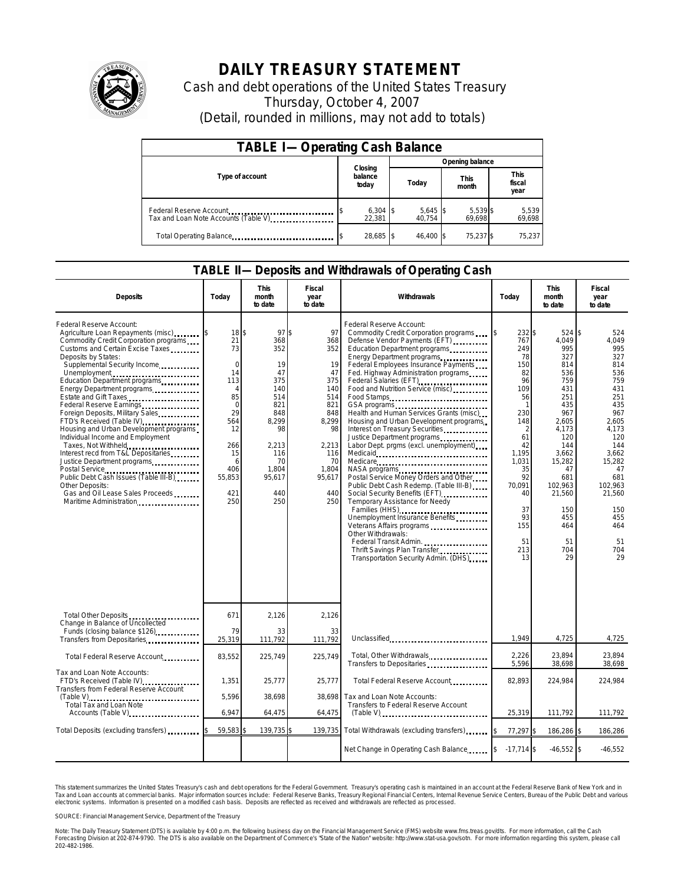# DAILY TREASURY STATEMENT

Cash and debt operations of the United States Treasury

Thursday, October 4, 2007

(Detail, rounded in millions, may not add to totals)

| TABLE I—Operating Cash Balance | | | | |
|---|---|---|---|---|
| Type of account | Closing balance today | Opening balance | | |
| | | Today | This month | This fiscal year |
| Federal Reserve Account | $ 6,304 | $ 5,645 | $ 5,539 | $ 5,539 |
| Tax and Loan Note Accounts (Table V) | 22,381 | 40,754 | 69,698 | 69,698 |
| Total Operating Balance | $ 28,685 | $ 46,400 | $ 75,237 | $ 75,237 |

## TABLE II—Deposits and Withdrawals of Operating Cash

| Deposits | Today | This month to date | Fiscal year to date |
|---|---|---|---|
| Federal Reserve Account: | | | |
| Agriculture Loan Repayments (misc) | $ 18 | $ 97 | $ 97 |
| Commodity Credit Corporation programs | 21 | 368 | 368 |
| Customs and Certain Excise Taxes | 73 | 352 | 352 |
| Deposits by States: | | | |
| Supplemental Security Income | 0 | 19 | 19 |
| Unemployment | 14 | 47 | 47 |
| Education Department programs | 113 | 375 | 375 |
| Energy Department programs | 4 | 140 | 140 |
| Estate and Gift Taxes | 85 | 514 | 514 |
| Federal Reserve Earnings | 0 | 821 | 821 |
| Foreign Deposits, Military Sales | 29 | 848 | 848 |
| FTD's Received (Table IV) | 564 | 8,299 | 8,299 |
| Housing and Urban Development programs | 12 | 98 | 98 |
| Individual Income and Employment Taxes, Not Withheld | 266 | 2,213 | 2,213 |
| Interest recd from T&L Depositaries | 15 | 116 | 116 |
| Justice Department programs | 6 | 70 | 70 |
| Postal Service | 406 | 1,804 | 1,804 |
| Public Debt Cash Issues (Table III-B) | 55,853 | 95,617 | 95,617 |
| Other Deposits: | | | |
| Gas and Oil Lease Sales Proceeds | 421 | 440 | 440 |
| Maritime Administration | 250 | 250 | 250 |
| Total Other Deposits | 671 | 2,126 | 2,126 |
| Change in Balance of Uncollected Funds (closing balance $126) | 79 | 33 | 33 |
| Transfers from Depositaries | 25,319 | 111,792 | 111,792 |
| Total Federal Reserve Account | 83,552 | 225,749 | 225,749 |
| Tax and Loan Note Accounts: | | | |
| FTD's Received (Table IV) | 1,351 | 25,777 | 25,777 |
| Transfers from Federal Reserve Account (Table V) | 5,596 | 38,698 | 38,698 |
| Total Tax and Loan Note Accounts (Table V) | 6,947 | 64,475 | 64,475 |
| Total Deposits (excluding transfers) | $ 59,583 | $ 139,735 | $ 139,735 |

| Withdrawals | Today | This month to date | Fiscal year to date |
|---|---|---|---|
| Federal Reserve Account: | | | |
| Commodity Credit Corporation programs | $ 232 | $ 524 | $ 524 |
| Defense Vendor Payments (EFT) | 767 | 4,049 | 4,049 |
| Education Department programs | 249 | 995 | 995 |
| Energy Department programs | 78 | 327 | 327 |
| Federal Employees Insurance Payments | 150 | 814 | 814 |
| Fed. Highway Administration programs | 82 | 536 | 536 |
| Federal Salaries (EFT) | 96 | 759 | 759 |
| Food and Nutrition Service (misc) | 109 | 431 | 431 |
| Food Stamps | 56 | 251 | 251 |
| GSA programs | 1 | 435 | 435 |
| Health and Human Services Grants (misc) | 230 | 967 | 967 |
| Housing and Urban Development programs | 148 | 2,605 | 2,605 |
| Interest on Treasury Securities | 2 | 4,173 | 4,173 |
| Justice Department programs | 61 | 120 | 120 |
| Labor Dept. prgms (excl. unemployment) | 42 | 144 | 144 |
| Medicaid | 1,195 | 3,662 | 3,662 |
| Medicare | 1,031 | 15,282 | 15,282 |
| NASA programs | 35 | 47 | 47 |
| Postal Service Money Orders and Other | 92 | 681 | 681 |
| Public Debt Cash Redemp. (Table III-B) | 70,091 | 102,963 | 102,963 |
| Social Security Benefits (EFT) | 40 | 21,560 | 21,560 |
| Temporary Assistance for Needy Families (HHS) | 37 | 150 | 150 |
| Unemployment Insurance Benefits | 93 | 455 | 455 |
| Veterans Affairs programs | 155 | 464 | 464 |
| Other Withdrawals: | | | |
| Federal Transit Admin. | 51 | 51 | 51 |
| Thrift Savings Plan Transfer | 213 | 704 | 704 |
| Transportation Security Admin. (DHS) | 13 | 29 | 29 |
| Unclassified | 1,949 | 4,725 | 4,725 |
| Total, Other Withdrawals | 2,226 | 23,894 | 23,894 |
| Transfers to Depositaries | 5,596 | 38,698 | 38,698 |
| Total Federal Reserve Account | 82,893 | 224,984 | 224,984 |
| Tax and Loan Note Accounts: | | | |
| Transfers to Federal Reserve Account (Table V) | 25,319 | 111,792 | 111,792 |
| Total Withdrawals (excluding transfers) | $ 77,297 | $ 186,286 | $ 186,286 |
| Net Change in Operating Cash Balance | $ -17,714 | $ -46,552 | $ -46,552 |

This statement summarizes the United States Treasury's cash and debt operations for the Federal Government. Treasury's operating cash is maintained in an account at the Federal Reserve Bank of New York and in Tax and Loan accounts at commercial banks. Major information sources include: Federal Reserve Banks, Treasury Regional Financial Centers, Internal Revenue Service Centers, Bureau of the Public Debt and various electronic systems. Information is presented on a modified cash basis. Deposits are reflected as received and withdrawals are reflected as processed.

SOURCE: Financial Management Service, Department of the Treasury

Note: The Daily Treasury Statement (DTS) is available by 4:00 p.m. the following business day on the Financial Management Service (FMS) website www.fms.treas.gov/dts. For more information, call the Cash Forecasting Division at 202-874-9790. The DTS is also available on the Department of Commerce's "State of the Nation" website: http://www.stat-usa.gov/sotn. For more information regarding this system, please call 202-482-1986.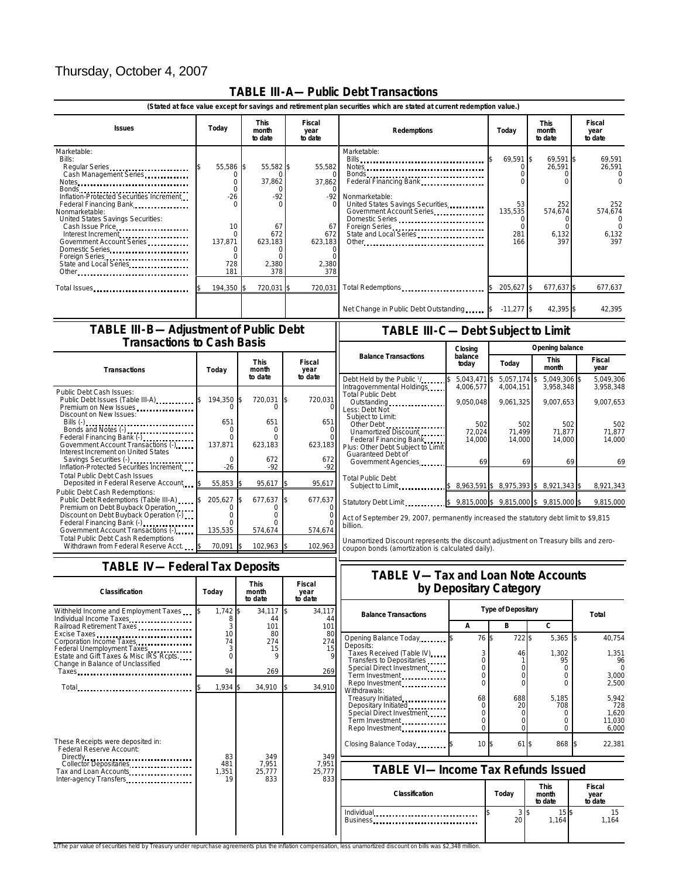Thursday, October 4, 2007

## TABLE III-A— Public Debt Transactions

(Stated at face value except for savings and retirement plan securities which are stated at current redemption value.)

| Issues | Today | This month to date | Fiscal year to date |
|---|---|---|---|
| Marketable: | | | |
| Bills: | | | |
| Regular Series | $ 55,586 | $ 55,582 | $ 55,582 |
| Cash Management Series | 0 | 0 | 0 |
| Notes | 0 | 37,862 | 37,862 |
| Bonds | 0 | 0 | 0 |
| Inflation-Protected Securities Increment | -26 | -92 | -92 |
| Federal Financing Bank | 0 | 0 | 0 |
| Nonmarketable: | | | |
| United States Savings Securities: | | | |
| Cash Issue Price | 10 | 67 | 67 |
| Interest Increment | 0 | 672 | 672 |
| Government Account Series | 137,871 | 623,183 | 623,183 |
| Domestic Series | 0 | 0 | 0 |
| Foreign Series | 0 | 0 | 0 |
| State and Local Series | 728 | 2,380 | 2,380 |
| Other | 181 | 378 | 378 |
| Total Issues | $ 194,350 | $ 720,031 | $ 720,031 |

| Redemptions | Today | This month to date | Fiscal year to date |
|---|---|---|---|
| Marketable: | | | |
| Bills | $ 69,591 | $ 69,591 | $ 69,591 |
| Notes | 0 | 26,591 | 26,591 |
| Bonds | 0 | 0 | 0 |
| Federal Financing Bank | 0 | 0 | 0 |
| Nonmarketable: | | | |
| United States Savings Securities | 53 | 252 | 252 |
| Government Account Series | 135,535 | 574,674 | 574,674 |
| Domestic Series | 0 | 0 | 0 |
| Foreign Series | 0 | 0 | 0 |
| State and Local Series | 281 | 6,132 | 6,132 |
| Other | 166 | 397 | 397 |
| Total Redemptions | $ 205,627 | $ 677,637 | $ 677,637 |
| Net Change in Public Debt Outstanding | $ -11,277 | $ 42,395 | $ 42,395 |

## TABLE III-B— Adjustment of Public Debt Transactions to Cash Basis

| Transactions | Today | This month to date | Fiscal year to date |
|---|---|---|---|
| Public Debt Cash Issues: | | | |
| Public Debt Issues (Table III-A) | $ 194,350 | $ 720,031 | $ 720,031 |
| Premium on New Issues | 0 | 0 | 0 |
| Discount on New Issues: | | | |
| Bills (-) | 651 | 651 | 651 |
| Bonds and Notes (-) | 0 | 0 | 0 |
| Federal Financing Bank (-) | 0 | 0 | 0 |
| Government Account Transactions (-) | 137,871 | 623,183 | 623,183 |
| Interest Increment on United States Savings Securities (-) | 0 | 672 | 672 |
| Inflation-Protected Securities Increment | -26 | -92 | -92 |
| Total Public Debt Cash Issues Deposited in Federal Reserve Account | $ 55,853 | $ 95,617 | $ 95,617 |
| Public Debt Cash Redemptions: | | | |
| Public Debt Redemptions (Table III-A) | $ 205,627 | $ 677,637 | $ 677,637 |
| Premium on Debt Buyback Operation | 0 | 0 | 0 |
| Discount on Debt Buyback Operation (-) | 0 | 0 | 0 |
| Federal Financing Bank (-) | 0 | 0 | 0 |
| Government Account Transactions (-) | 135,535 | 574,674 | 574,674 |
| Total Public Debt Cash Redemptions Withdrawn from Federal Reserve Acct. | $ 70,091 | $ 102,963 | $ 102,963 |

## TABLE III-C— Debt Subject to Limit

| Balance Transactions | Closing balance today | Opening balance Today | This month | Fiscal year |
|---|---|---|---|---|
| Debt Held by the Public [1] | $ 5,043,471 | $ 5,057,174 | $ 5,049,306 | $ 5,049,306 |
| Intragovernmental Holdings | 4,006,577 | 4,004,151 | 3,958,348 | 3,958,348 |
| Total Public Debt Outstanding | 9,050,048 | 9,061,325 | 9,007,653 | 9,007,653 |
| Less: Debt Not Subject to Limit: | | | | |
| Other Debt | 502 | 502 | 502 | 502 |
| Unamortized Discount | 72,024 | 71,499 | 71,877 | 71,877 |
| Federal Financing Bank | 14,000 | 14,000 | 14,000 | 14,000 |
| Plus: Other Debt Subject to Limit | | | | |
| Guaranteed Debt of Government Agencies | 69 | 69 | 69 | 69 |
| Total Public Debt Subject to Limit | $ 8,963,591 | $ 8,975,393 | $ 8,921,343 | $ 8,921,343 |
| Statutory Debt Limit | $ 9,815,000 | $ 9,815,000 | $ 9,815,000 | $ 9,815,000 |

Act of September 29, 2007, permanently increased the statutory debt limit to $9,815 billion.

Unamortized Discount represents the discount adjustment on Treasury bills and zero-coupon bonds (amortization is calculated daily).

## TABLE IV— Federal Tax Deposits

| Classification | Today | This month to date | Fiscal year to date |
|---|---|---|---|
| Withheld Income and Employment Taxes | $ 1,742 | $ 34,117 | $ 34,117 |
| Individual Income Taxes | 8 | 44 | 44 |
| Railroad Retirement Taxes | 3 | 101 | 101 |
| Excise Taxes | 10 | 80 | 80 |
| Corporation Income Taxes | 74 | 274 | 274 |
| Federal Unemployment Taxes | 3 | 15 | 15 |
| Estate and Gift Taxes & Misc IRS Rcpts. | 0 | 9 | 9 |
| Change in Balance of Unclassified Taxes | 94 | 269 | 269 |
| Total | $ 1,934 | $ 34,910 | $ 34,910 |
| These Receipts were deposited in: | | | |
| Federal Reserve Account: | | | |
| Directly | 83 | 349 | 349 |
| Collector Depositaries | 481 | 7,951 | 7,951 |
| Tax and Loan Accounts | 1,351 | 25,777 | 25,777 |
| Inter-agency Transfers | 19 | 833 | 833 |

## TABLE V— Tax and Loan Note Accounts by Depositary Category

| Balance Transactions | Type of Depositary A | B | C | Total |
|---|---|---|---|---|
| Opening Balance Today | $ 76 | $ 722 | $ 5,365 | $ 40,754 |
| Deposits: | | | | |
| Taxes Received (Table IV) | 3 | 46 | 1,302 | 1,351 |
| Transfers to Depositaries | 0 | 1 | 95 | 96 |
| Special Direct Investment | 0 | 0 | 0 | 0 |
| Term Investment | 0 | 0 | 0 | 3,000 |
| Repo Investment | 0 | 0 | 0 | 2,500 |
| Withdrawals: | | | | |
| Treasury Initiated | 68 | 688 | 5,185 | 5,942 |
| Depositary Initiated | 0 | 20 | 708 | 728 |
| Special Direct Investment | 0 | 0 | 0 | 1,620 |
| Term Investment | 0 | 0 | 0 | 11,030 |
| Repo Investment | 0 | 0 | 0 | 6,000 |
| Closing Balance Today | $ 10 | $ 61 | $ 868 | $ 22,381 |

## TABLE VI— Income Tax Refunds Issued

| Classification | Today | This month to date | Fiscal year to date |
|---|---|---|---|
| Individual | $ 3 | $ 15 | $ 15 |
| Business | 20 | 1,164 | 1,164 |

1/The par value of securities held by Treasury under repurchase agreements plus the inflation compensation, less unamortized discount on bills was $2,348 million.